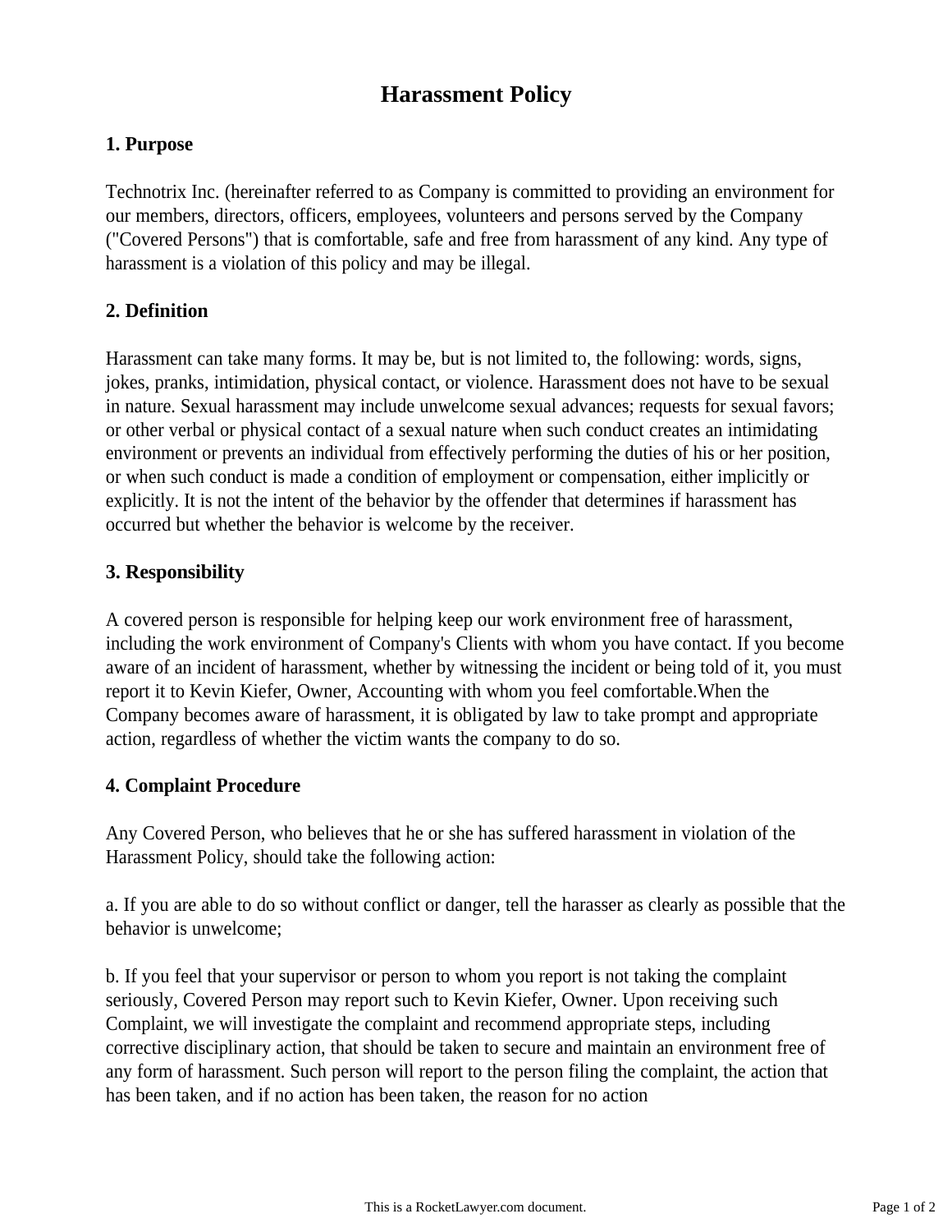# Harassment Policy

## 1. Purpose

Technotrix Inc. (hereinafter referred to as Company is committed to providing an environment for our members, directors, officers, employees, volunteers and persons served by the Company ("Covered Persons") that is comfortable, safe and free from harassment of any kind. Any type of harassment is a violation of this policy and may be illegal.

## 2. Definition

Harassment can take many forms. It may be, but is not limited to, the following: words, signs, jokes, pranks, intimidation, physical contact, or violence. Harassment does not have to be sexual in nature. Sexual harassment may include unwelcome sexual advances; requests for sexual favors; or other verbal or physical contact of a sexual nature when such conduct creates an intimidating environment or prevents an individual from effectively performing the duties of his or her position, or when such conduct is made a condition of employment or compensation, either implicitly or explicitly. It is not the intent of the behavior by the offender that determines if harassment has occurred but whether the behavior is welcome by the receiver.

## 3. Responsibility

A covered person is responsible for helping keep our work environment free of harassment, including the work environment of Company's Clients with whom you have contact. If you become aware of an incident of harassment, whether by witnessing the incident or being told of it, you must report it to Kevin Kiefer, Owner, Accounting with whom you feel comfortable.When the Company becomes aware of harassment, it is obligated by law to take prompt and appropriate action, regardless of whether the victim wants the company to do so.

## 4. Complaint Procedure

Any Covered Person, who believes that he or she has suffered harassment in violation of the Harassment Policy, should take the following action:

a. If you are able to do so without conflict or danger, tell the harasser as clearly as possible that the behavior is unwelcome;

b. If you feel that your supervisor or person to whom you report is not taking the complaint seriously, Covered Person may report such to Kevin Kiefer, Owner. Upon receiving such Complaint, we will investigate the complaint and recommend appropriate steps, including corrective disciplinary action, that should be taken to secure and maintain an environment free of any form of harassment. Such person will report to the person filing the complaint, the action that has been taken, and if no action has been taken, the reason for no action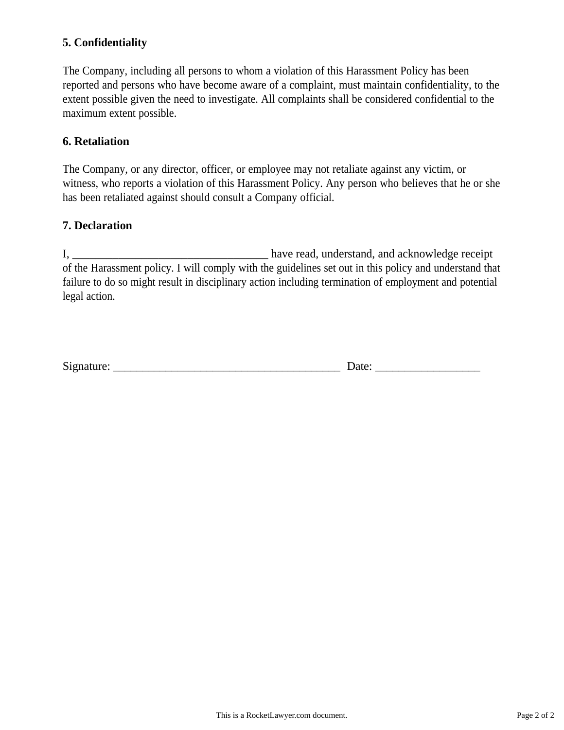### 5. Confidentiality

The Company, including all persons to whom a violation of this Harassment Policy has been reported and persons who have become aware of a complaint, must maintain confidentiality, to the extent possible given the need to investigate. All complaints shall be considered confidential to the maximum extent possible.

### 6. Retaliation

The Company, or any director, officer, or employee may not retaliate against any victim, or witness, who reports a violation of this Harassment Policy. Any person who believes that he or she has been retaliated against should consult a Company official.

### 7. Declaration

I, __________________________________ have read, understand, and acknowledge receipt of the Harassment policy. I will comply with the guidelines set out in this policy and understand that failure to do so might result in disciplinary action including termination of employment and potential legal action.

Signature: ________________________________________ Date: __________________

This is a RocketLawyer.com document.